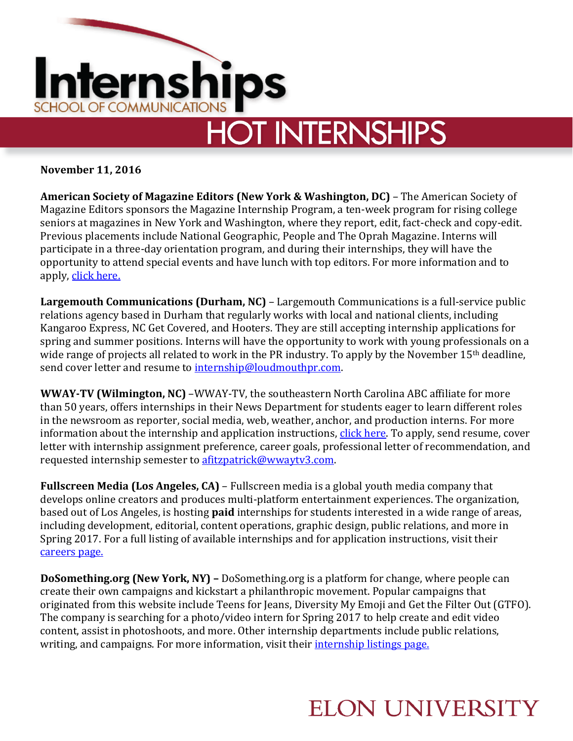# Internships

SCHOOL OF COMMUNICATIONS

## HOT INTERNSHIPS

**November 11, 2016**

**American Society of Magazine Editors (New York & Washington, DC)** – The American Society of Magazine Editors sponsors the Magazine Internship Program, a ten-week program for rising college seniors at magazines in New York and Washington, where they report, edit, fact-check and copy-edit. Previous placements include National Geographic, People and The Oprah Magazine. Interns will participate in a three-day orientation program, and during their internships, they will have the opportunity to attend special events and have lunch with top editors. For more information and to apply, click here.

**Largemouth Communications (Durham, NC)** – Largemouth Communications is a full-service public relations agency based in Durham that regularly works with local and national clients, including Kangaroo Express, NC Get Covered, and Hooters. They are still accepting internship applications for spring and summer positions. Interns will have the opportunity to work with young professionals on a wide range of projects all related to work in the PR industry. To apply by the November 15th deadline, send cover letter and resume to internship@loudmouthpr.com.

**WWAY-TV (Wilmington, NC)** –WWAY-TV, the southeastern North Carolina ABC affiliate for more than 50 years, offers internships in their News Department for students eager to learn different roles in the newsroom as reporter, social media, web, weather, anchor, and production interns. For more information about the internship and application instructions, click here. To apply, send resume, cover letter with internship assignment preference, career goals, professional letter of recommendation, and requested internship semester to afitzpatrick@wwaytv3.com.

**Fullscreen Media (Los Angeles, CA)** – Fullscreen media is a global youth media company that develops online creators and produces multi-platform entertainment experiences. The organization, based out of Los Angeles, is hosting **paid** internships for students interested in a wide range of areas, including development, editorial, content operations, graphic design, public relations, and more in Spring 2017. For a full listing of available internships and for application instructions, visit their careers page.

**DoSomething.org (New York, NY) –** DoSomething.org is a platform for change, where people can create their own campaigns and kickstart a philanthropic movement. Popular campaigns that originated from this website include Teens for Jeans, Diversity My Emoji and Get the Filter Out (GTFO). The company is searching for a photo/video intern for Spring 2017 to help create and edit video content, assist in photoshoots, and more. Other internship departments include public relations, writing, and campaigns. For more information, visit their internship listings page.

ELON UNIVERSITY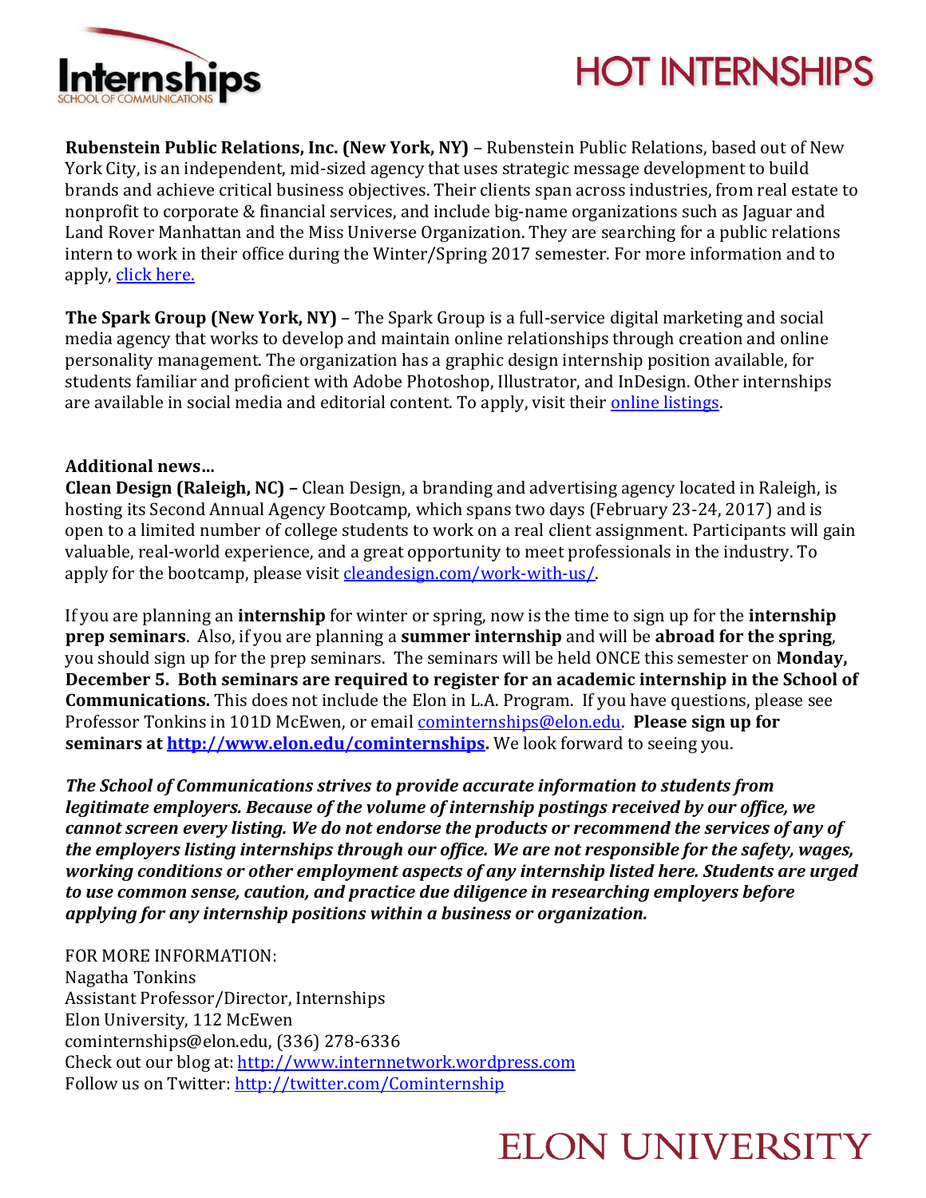# HOT INTERNSHIPS

**Rubenstein Public Relations, Inc. (New York, NY)** – Rubenstein Public Relations, based out of New York City, is an independent, mid-sized agency that uses strategic message development to build brands and achieve critical business objectives. Their clients span across industries, from real estate to nonprofit to corporate & financial services, and include big-name organizations such as Jaguar and Land Rover Manhattan and the Miss Universe Organization. They are searching for a public relations intern to work in their office during the Winter/Spring 2017 semester. For more information and to apply, click here.

**The Spark Group (New York, NY)** – The Spark Group is a full-service digital marketing and social media agency that works to develop and maintain online relationships through creation and online personality management. The organization has a graphic design internship position available, for students familiar and proficient with Adobe Photoshop, Illustrator, and InDesign. Other internships are available in social media and editorial content. To apply, visit their online listings.

**Additional news…**

**Clean Design (Raleigh, NC) –** Clean Design, a branding and advertising agency located in Raleigh, is hosting its Second Annual Agency Bootcamp, which spans two days (February 23-24, 2017) and is open to a limited number of college students to work on a real client assignment. Participants will gain valuable, real-world experience, and a great opportunity to meet professionals in the industry. To apply for the bootcamp, please visit cleandesign.com/work-with-us/.

If you are planning an **internship** for winter or spring, now is the time to sign up for the **internship prep seminars**. Also, if you are planning a **summer internship** and will be **abroad for the spring**, you should sign up for the prep seminars. The seminars will be held ONCE this semester on **Monday, December 5. Both seminars are required to register for an academic internship in the School of Communications.** This does not include the Elon in L.A. Program. If you have questions, please see Professor Tonkins in 101D McEwen, or email cominternships@elon.edu. **Please sign up for seminars at http://www.elon.edu/cominternships.** We look forward to seeing you.

***The School of Communications strives to provide accurate information to students from legitimate employers. Because of the volume of internship postings received by our office, we cannot screen every listing. We do not endorse the products or recommend the services of any of the employers listing internships through our office. We are not responsible for the safety, wages, working conditions or other employment aspects of any internship listed here. Students are urged to use common sense, caution, and practice due diligence in researching employers before applying for any internship positions within a business or organization.***

FOR MORE INFORMATION:
Nagatha Tonkins
Assistant Professor/Director, Internships
Elon University, 112 McEwen
cominternships@elon.edu, (336) 278-6336
Check out our blog at: http://www.internnetwork.wordpress.com
Follow us on Twitter: http://twitter.com/Cominternship

ELON UNIVERSITY